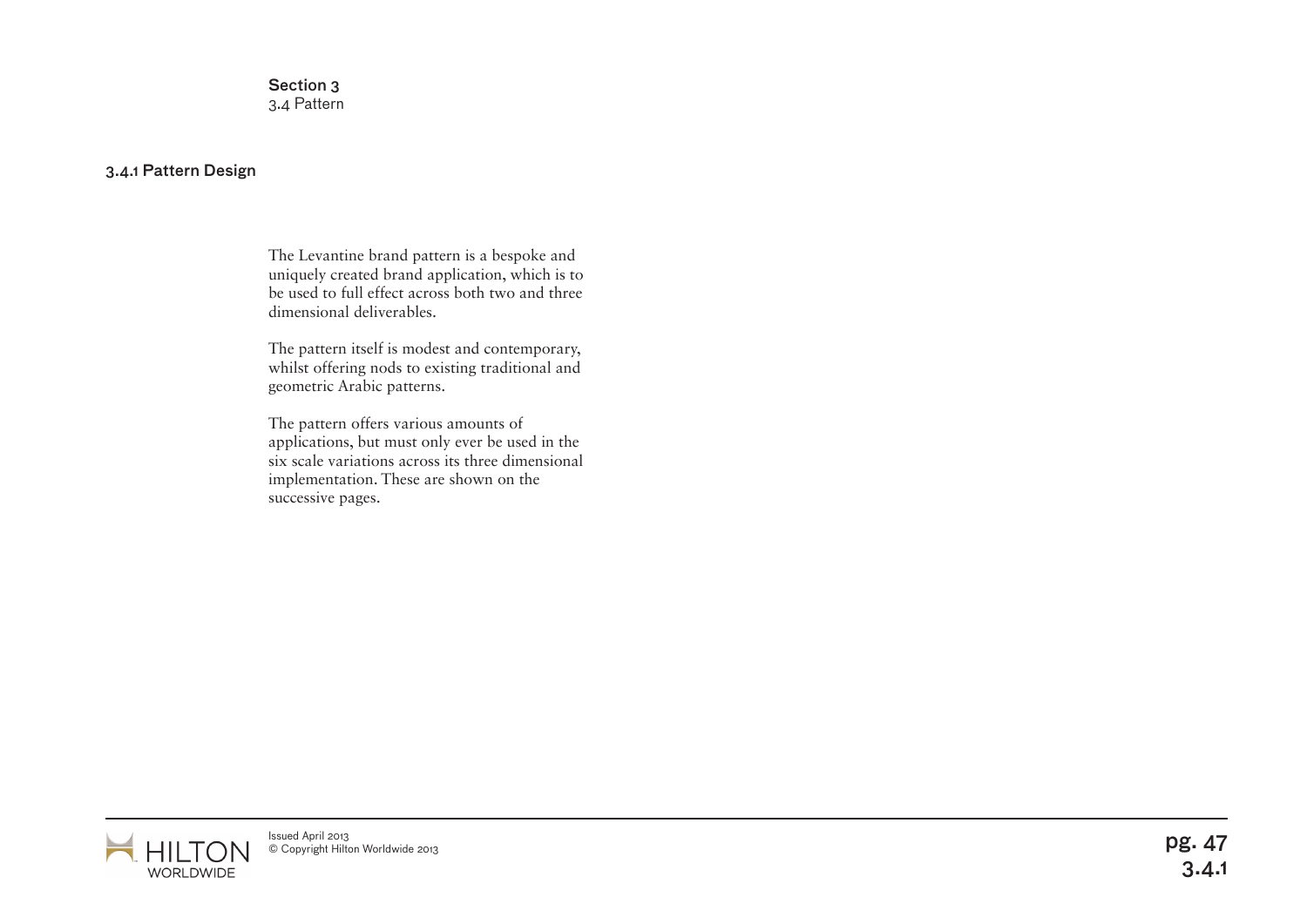## Section 3
3.4 Pattern

### 3.4.1 Pattern Design

The Levantine brand pattern is a bespoke and uniquely created brand application, which is to be used to full effect across both two and three dimensional deliverables.

The pattern itself is modest and contemporary, whilst offering nods to existing traditional and geometric Arabic patterns.

The pattern offers various amounts of applications, but must only ever be used in the six scale variations across its three dimensional implementation. These are shown on the successive pages.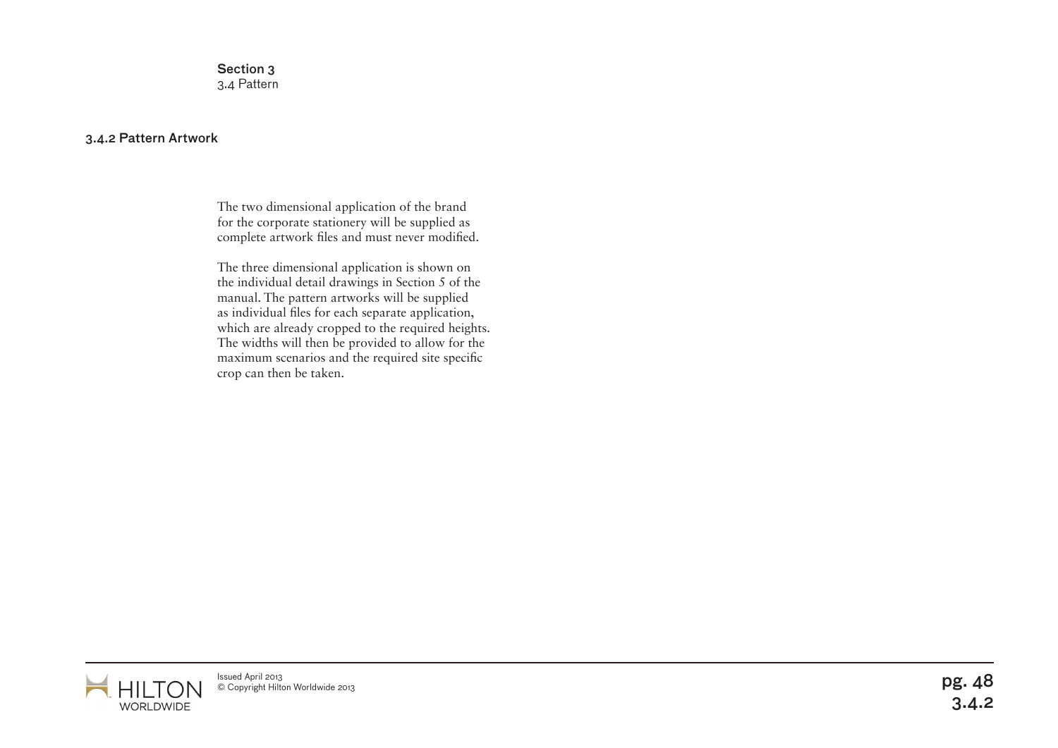Section 3
3.4 Pattern

### 3.4.2 Pattern Artwork

The two dimensional application of the brand for the corporate stationery will be supplied as complete artwork files and must never modified.

The three dimensional application is shown on the individual detail drawings in Section 5 of the manual. The pattern artworks will be supplied as individual files for each separate application, which are already cropped to the required heights. The widths will then be provided to allow for the maximum scenarios and the required site specific crop can then be taken.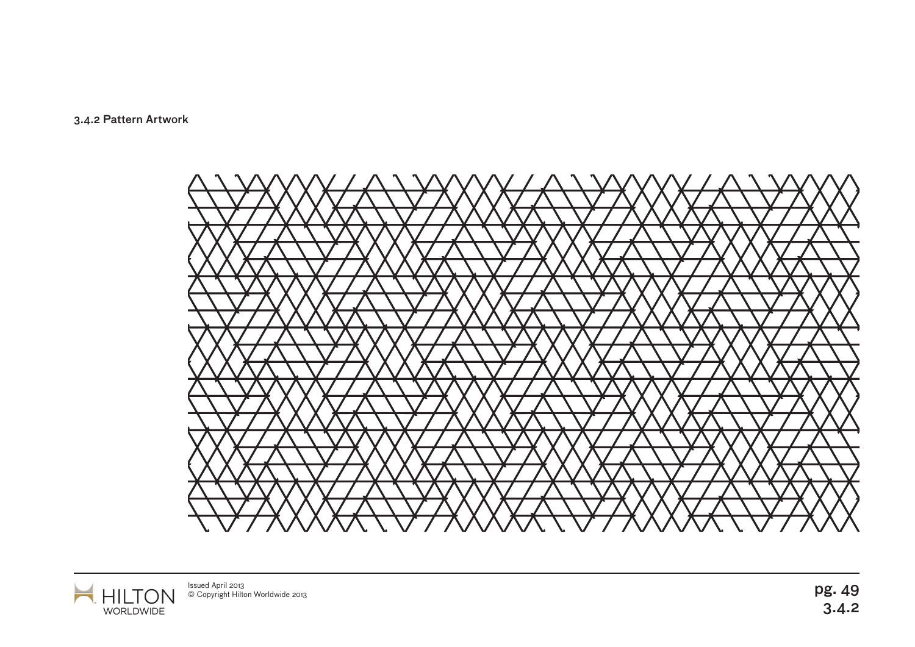### 3.4.2 Pattern Artwork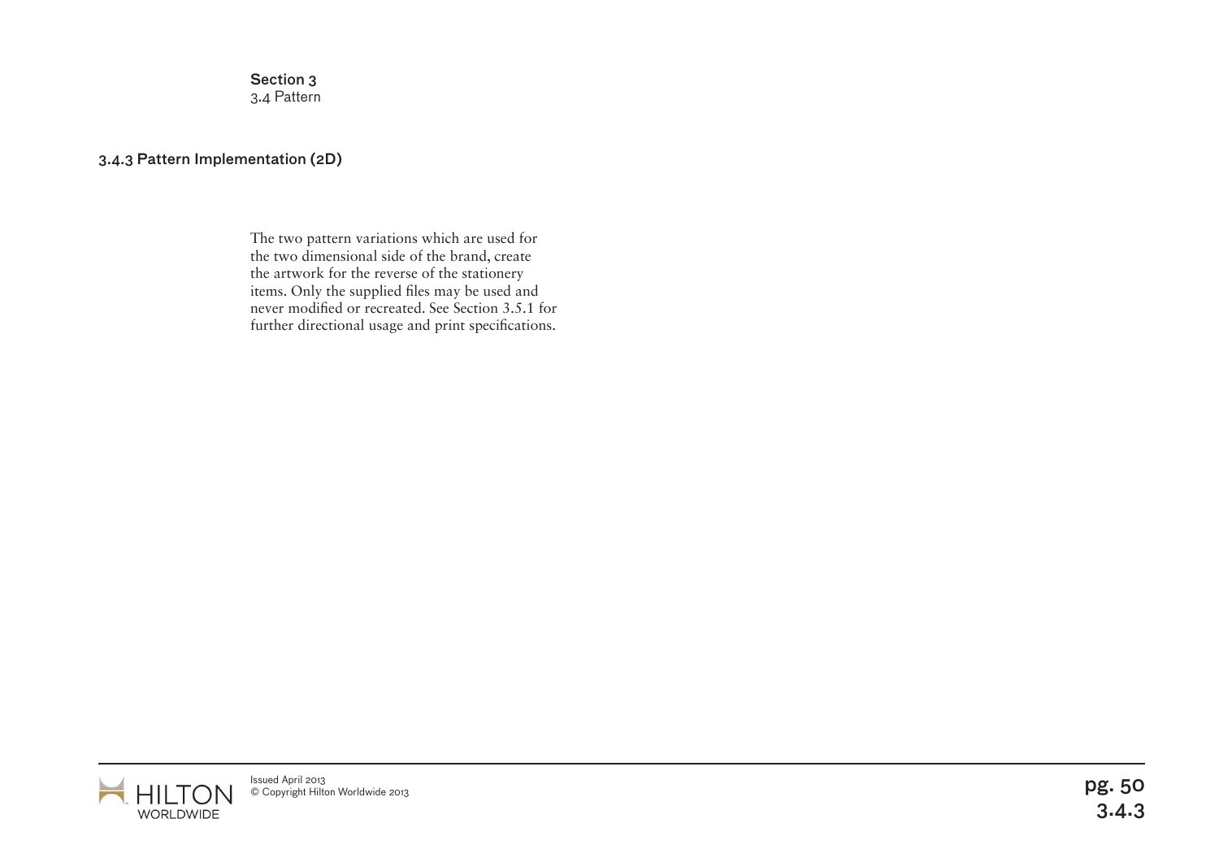Section 3
3.4 Pattern

### 3.4.3 Pattern Implementation (2D)

The two pattern variations which are used for the two dimensional side of the brand, create the artwork for the reverse of the stationery items. Only the supplied files may be used and never modified or recreated. See Section 3.5.1 for further directional usage and print specifications.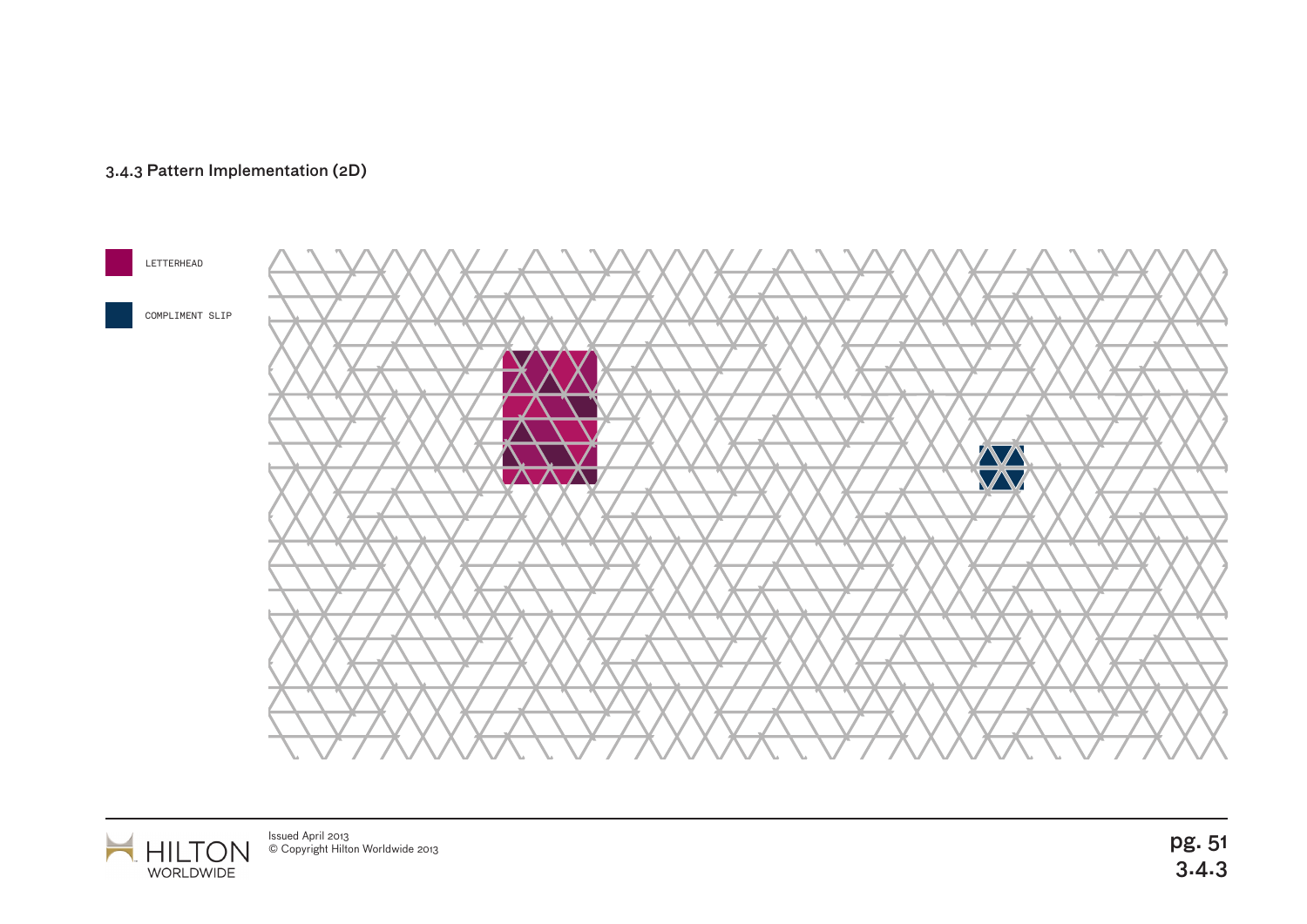### 3.4.3 Pattern Implementation (2D)

LETTERHEAD

COMPLIMENT SLIP

Issued April 2013
© Copyright Hilton Worldwide 2013